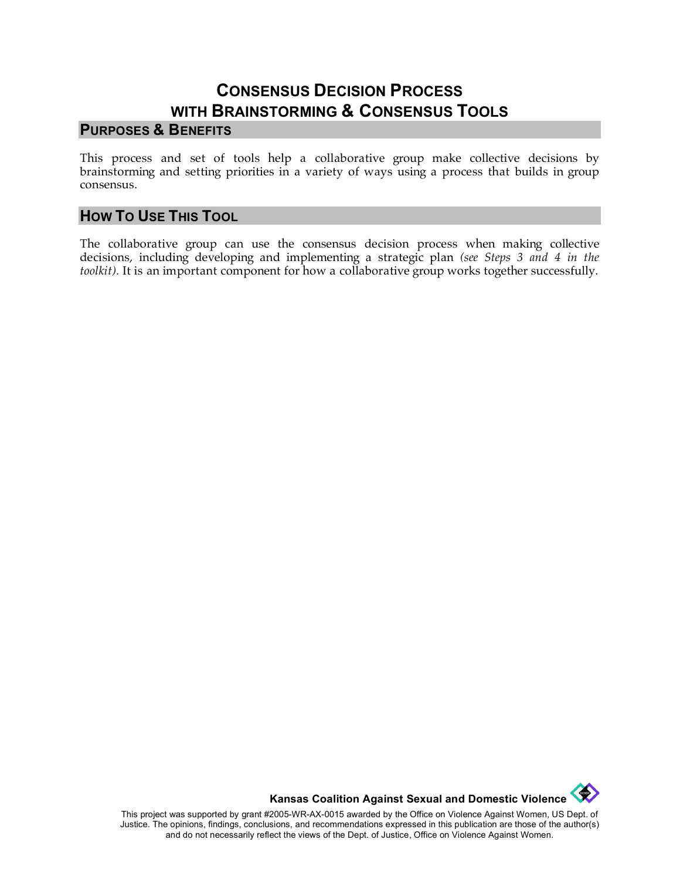# Consensus Decision Process with Brainstorming & Consensus Tools

## Purposes & Benefits

This process and set of tools help a collaborative group make collective decisions by brainstorming and setting priorities in a variety of ways using a process that builds in group consensus.

## How To Use This Tool

The collaborative group can use the consensus decision process when making collective decisions, including developing and implementing a strategic plan *(see Steps 3 and 4 in the toolkit)*. It is an important component for how a collaborative group works together successfully.

**Kansas Coalition Against Sexual and Domestic Violence**

This project was supported by grant #2005-WR-AX-0015 awarded by the Office on Violence Against Women, US Dept. of Justice. The opinions, findings, conclusions, and recommendations expressed in this publication are those of the author(s) and do not necessarily reflect the views of the Dept. of Justice, Office on Violence Against Women.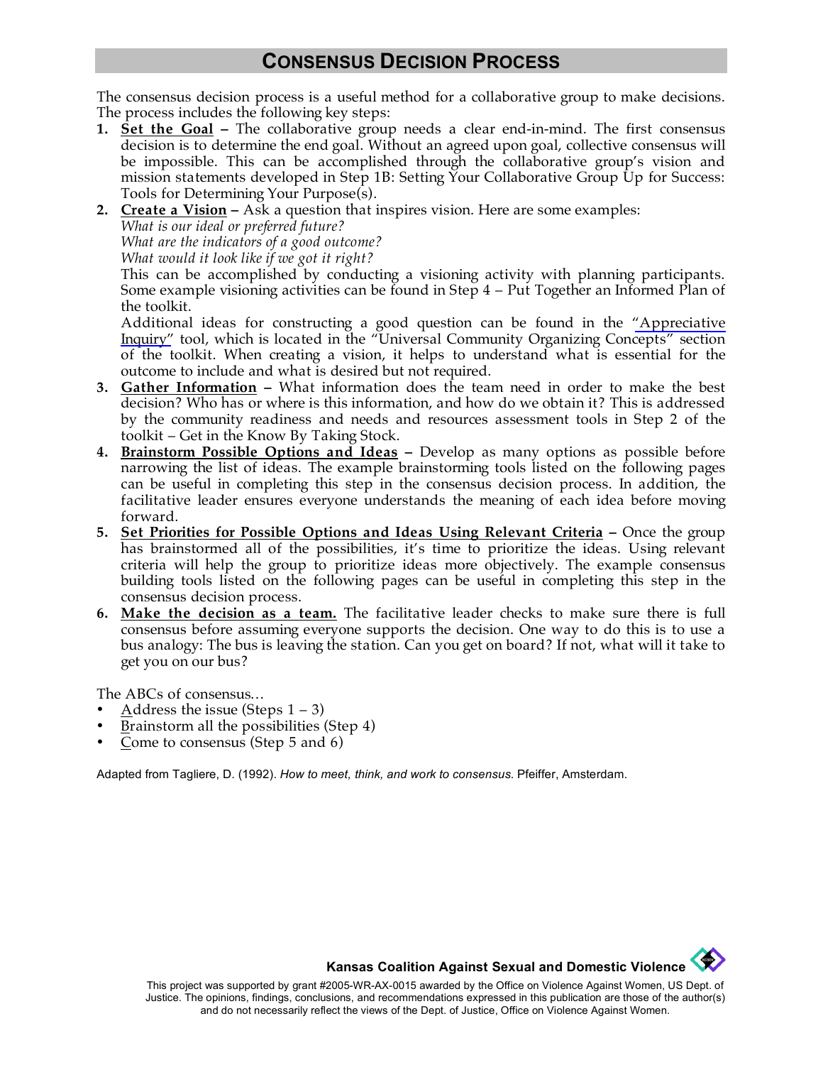# CONSENSUS DECISION PROCESS

The consensus decision process is a useful method for a collaborative group to make decisions. The process includes the following key steps:

1. **Set the Goal** – The collaborative group needs a clear end-in-mind. The first consensus decision is to determine the end goal. Without an agreed upon goal, collective consensus will be impossible. This can be accomplished through the collaborative group's vision and mission statements developed in Step 1B: Setting Your Collaborative Group Up for Success: Tools for Determining Your Purpose(s).
2. **Create a Vision** – Ask a question that inspires vision. Here are some examples:
   *What is our ideal or preferred future?*
   *What are the indicators of a good outcome?*
   *What would it look like if we got it right?*
   This can be accomplished by conducting a visioning activity with planning participants. Some example visioning activities can be found in Step 4 – Put Together an Informed Plan of the toolkit.
   Additional ideas for constructing a good question can be found in the "Appreciative Inquiry" tool, which is located in the "Universal Community Organizing Concepts" section of the toolkit. When creating a vision, it helps to understand what is essential for the outcome to include and what is desired but not required.
3. **Gather Information** – What information does the team need in order to make the best decision? Who has or where is this information, and how do we obtain it? This is addressed by the community readiness and needs and resources assessment tools in Step 2 of the toolkit – Get in the Know By Taking Stock.
4. **Brainstorm Possible Options and Ideas** – Develop as many options as possible before narrowing the list of ideas. The example brainstorming tools listed on the following pages can be useful in completing this step in the consensus decision process. In addition, the facilitative leader ensures everyone understands the meaning of each idea before moving forward.
5. **Set Priorities for Possible Options and Ideas Using Relevant Criteria** – Once the group has brainstormed all of the possibilities, it's time to prioritize the ideas. Using relevant criteria will help the group to prioritize ideas more objectively. The example consensus building tools listed on the following pages can be useful in completing this step in the consensus decision process.
6. **Make the decision as a team.** The facilitative leader checks to make sure there is full consensus before assuming everyone supports the decision. One way to do this is to use a bus analogy: The bus is leaving the station. Can you get on board? If not, what will it take to get you on our bus?

The ABCs of consensus…

- Address the issue (Steps 1 – 3)
- Brainstorm all the possibilities (Step 4)
- Come to consensus (Step 5 and 6)

Adapted from Tagliere, D. (1992). *How to meet, think, and work to consensus*. Pfeiffer, Amsterdam.

**Kansas Coalition Against Sexual and Domestic Violence**

This project was supported by grant #2005-WR-AX-0015 awarded by the Office on Violence Against Women, US Dept. of Justice. The opinions, findings, conclusions, and recommendations expressed in this publication are those of the author(s) and do not necessarily reflect the views of the Dept. of Justice, Office on Violence Against Women.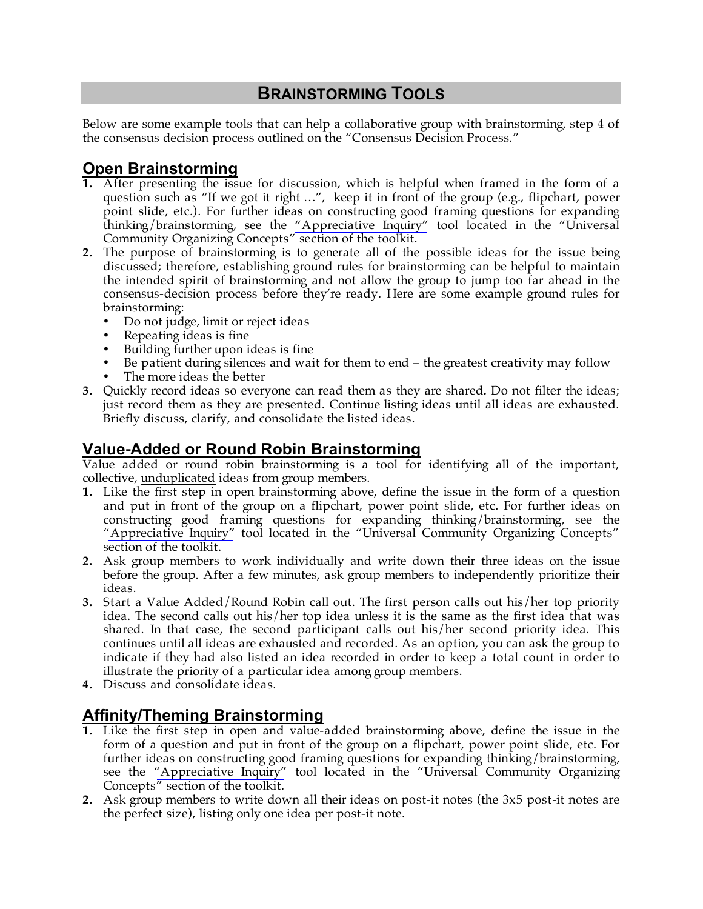# BRAINSTORMING TOOLS

Below are some example tools that can help a collaborative group with brainstorming, step 4 of the consensus decision process outlined on the "Consensus Decision Process."

## Open Brainstorming

1. After presenting the issue for discussion, which is helpful when framed in the form of a question such as "If we got it right …", keep it in front of the group (e.g., flipchart, power point slide, etc.). For further ideas on constructing good framing questions for expanding thinking/brainstorming, see the "Appreciative Inquiry" tool located in the "Universal Community Organizing Concepts" section of the toolkit.
2. The purpose of brainstorming is to generate all of the possible ideas for the issue being discussed; therefore, establishing ground rules for brainstorming can be helpful to maintain the intended spirit of brainstorming and not allow the group to jump too far ahead in the consensus-decision process before they're ready. Here are some example ground rules for brainstorming:
   - Do not judge, limit or reject ideas
   - Repeating ideas is fine
   - Building further upon ideas is fine
   - Be patient during silences and wait for them to end – the greatest creativity may follow
   - The more ideas the better
3. Quickly record ideas so everyone can read them as they are shared**.** Do not filter the ideas; just record them as they are presented. Continue listing ideas until all ideas are exhausted. Briefly discuss, clarify, and consolidate the listed ideas.

## Value-Added or Round Robin Brainstorming

Value added or round robin brainstorming is a tool for identifying all of the important, collective, unduplicated ideas from group members.

1. Like the first step in open brainstorming above, define the issue in the form of a question and put in front of the group on a flipchart, power point slide, etc. For further ideas on constructing good framing questions for expanding thinking/brainstorming, see the "Appreciative Inquiry" tool located in the "Universal Community Organizing Concepts" section of the toolkit.
2. Ask group members to work individually and write down their three ideas on the issue before the group. After a few minutes, ask group members to independently prioritize their ideas.
3. Start a Value Added/Round Robin call out. The first person calls out his/her top priority idea. The second calls out his/her top idea unless it is the same as the first idea that was shared. In that case, the second participant calls out his/her second priority idea. This continues until all ideas are exhausted and recorded. As an option, you can ask the group to indicate if they had also listed an idea recorded in order to keep a total count in order to illustrate the priority of a particular idea among group members.
4. Discuss and consolidate ideas.

## Affinity/Theming Brainstorming

1. Like the first step in open and value-added brainstorming above, define the issue in the form of a question and put in front of the group on a flipchart, power point slide, etc. For further ideas on constructing good framing questions for expanding thinking/brainstorming, see the "Appreciative Inquiry" tool located in the "Universal Community Organizing Concepts" section of the toolkit.
2. Ask group members to write down all their ideas on post-it notes (the 3x5 post-it notes are the perfect size), listing only one idea per post-it note.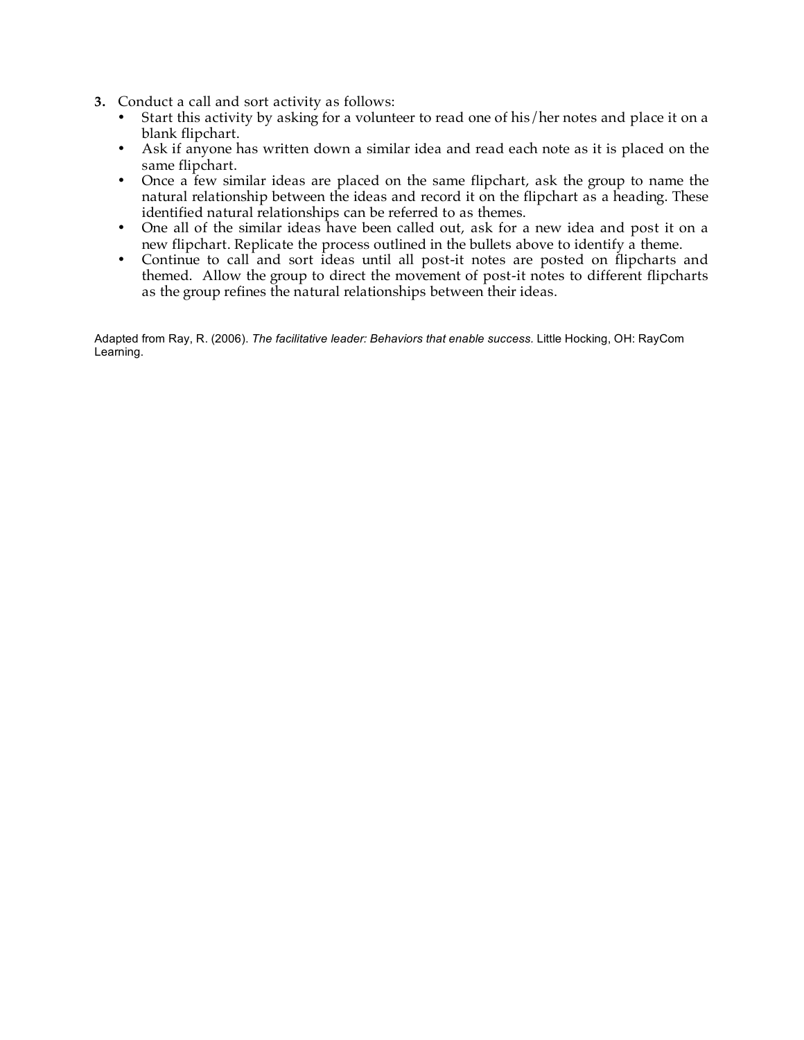3. Conduct a call and sort activity as follows:
    - Start this activity by asking for a volunteer to read one of his/her notes and place it on a blank flipchart.
    - Ask if anyone has written down a similar idea and read each note as it is placed on the same flipchart.
    - Once a few similar ideas are placed on the same flipchart, ask the group to name the natural relationship between the ideas and record it on the flipchart as a heading. These identified natural relationships can be referred to as themes.
    - One all of the similar ideas have been called out, ask for a new idea and post it on a new flipchart. Replicate the process outlined in the bullets above to identify a theme.
    - Continue to call and sort ideas until all post-it notes are posted on flipcharts and themed. Allow the group to direct the movement of post-it notes to different flipcharts as the group refines the natural relationships between their ideas.

Adapted from Ray, R. (2006). *The facilitative leader: Behaviors that enable success.* Little Hocking, OH: RayCom Learning.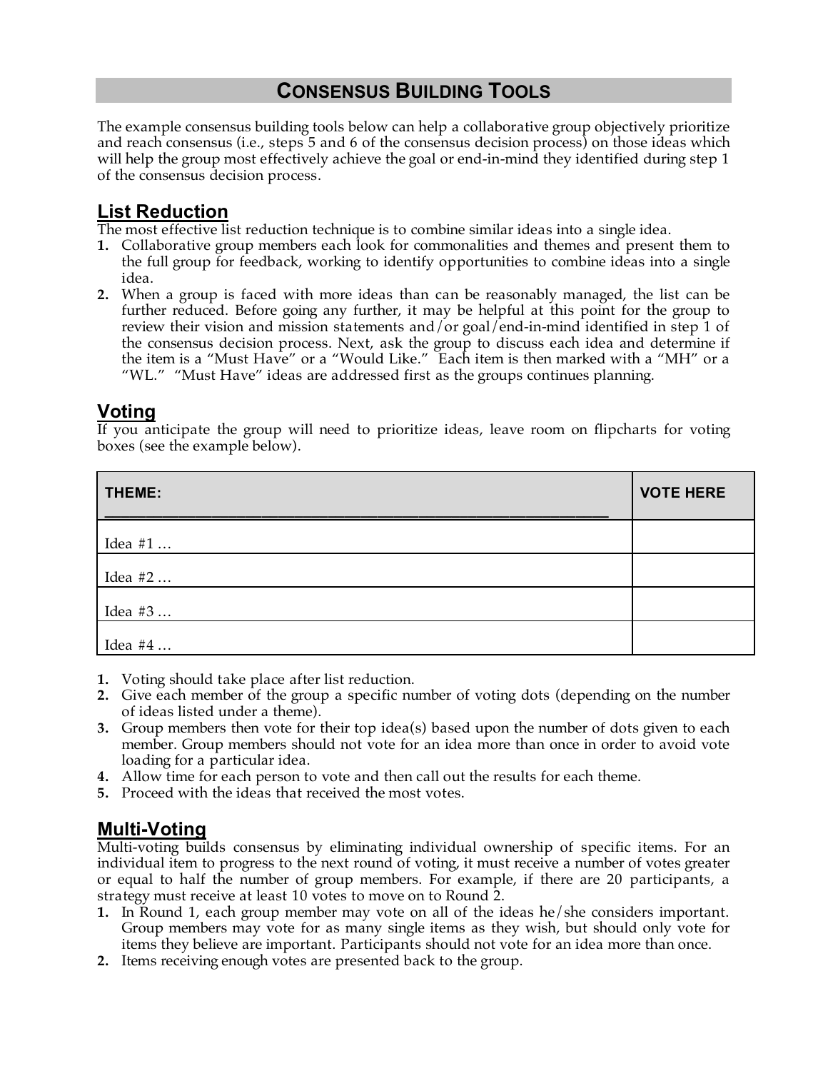# CONSENSUS BUILDING TOOLS

The example consensus building tools below can help a collaborative group objectively prioritize and reach consensus (i.e., steps 5 and 6 of the consensus decision process) on those ideas which will help the group most effectively achieve the goal or end-in-mind they identified during step 1 of the consensus decision process.

## List Reduction

The most effective list reduction technique is to combine similar ideas into a single idea.

1. Collaborative group members each look for commonalities and themes and present them to the full group for feedback, working to identify opportunities to combine ideas into a single idea.
2. When a group is faced with more ideas than can be reasonably managed, the list can be further reduced. Before going any further, it may be helpful at this point for the group to review their vision and mission statements and/or goal/end-in-mind identified in step 1 of the consensus decision process. Next, ask the group to discuss each idea and determine if the item is a "Must Have" or a "Would Like." Each item is then marked with a "MH" or a "WL." "Must Have" ideas are addressed first as the groups continues planning.

## Voting

If you anticipate the group will need to prioritize ideas, leave room on flipcharts for voting boxes (see the example below).

| THEME: ______________________________ | VOTE HERE |
|---|---|
| Idea #1 … | |
| Idea #2 … | |
| Idea #3 … | |
| Idea #4 … | |

1. Voting should take place after list reduction.
2. Give each member of the group a specific number of voting dots (depending on the number of ideas listed under a theme).
3. Group members then vote for their top idea(s) based upon the number of dots given to each member. Group members should not vote for an idea more than once in order to avoid vote loading for a particular idea.
4. Allow time for each person to vote and then call out the results for each theme.
5. Proceed with the ideas that received the most votes.

## Multi-Voting

Multi-voting builds consensus by eliminating individual ownership of specific items. For an individual item to progress to the next round of voting, it must receive a number of votes greater or equal to half the number of group members. For example, if there are 20 participants, a strategy must receive at least 10 votes to move on to Round 2.

1. In Round 1, each group member may vote on all of the ideas he/she considers important. Group members may vote for as many single items as they wish, but should only vote for items they believe are important. Participants should not vote for an idea more than once.
2. Items receiving enough votes are presented back to the group.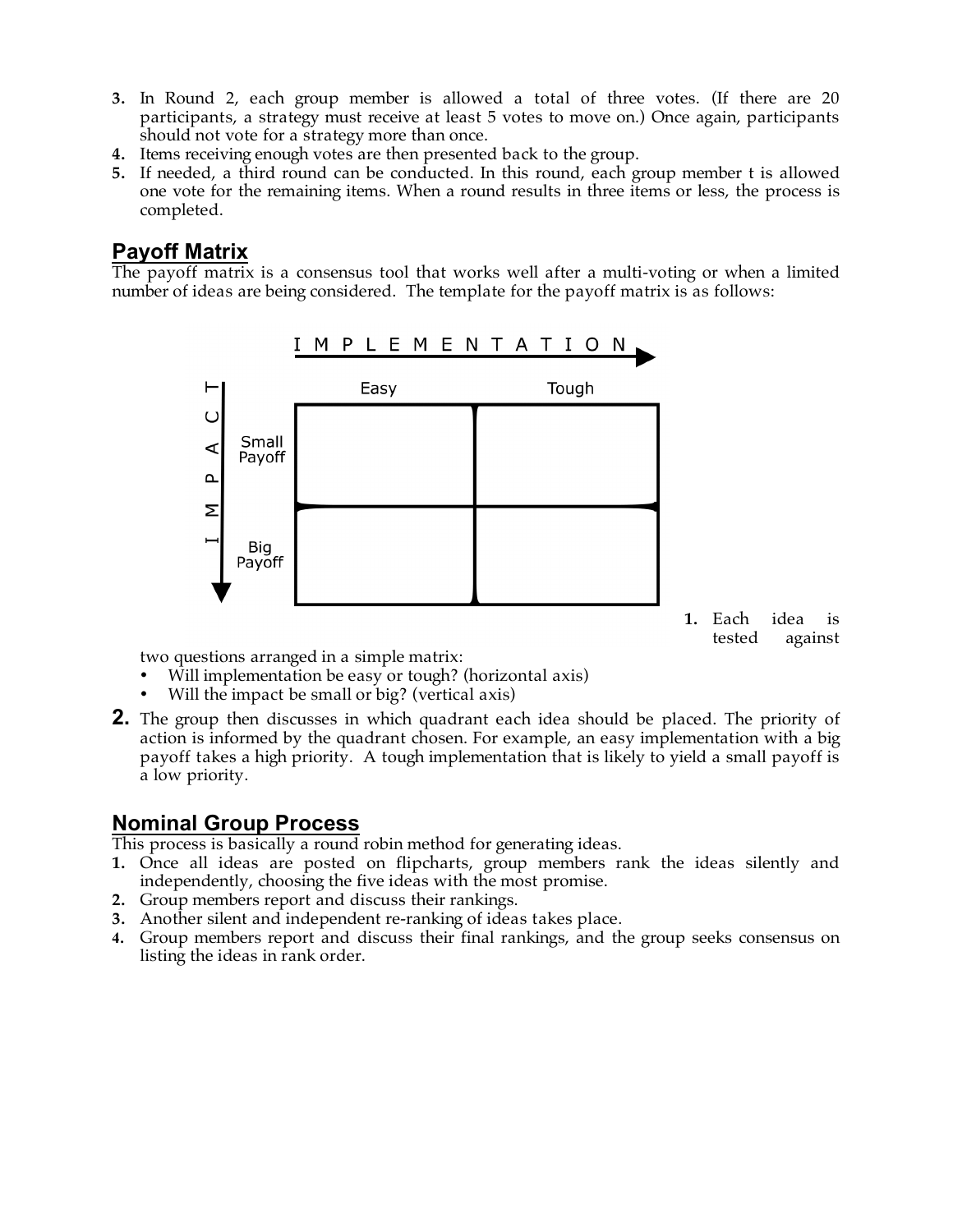3. In Round 2, each group member is allowed a total of three votes. (If there are 20 participants, a strategy must receive at least 5 votes to move on.) Once again, participants should not vote for a strategy more than once.
4. Items receiving enough votes are then presented back to the group.
5. If needed, a third round can be conducted. In this round, each group member t is allowed one vote for the remaining items. When a round results in three items or less, the process is completed.

## Payoff Matrix

The payoff matrix is a consensus tool that works well after a multi-voting or when a limited number of ideas are being considered. The template for the payoff matrix is as follows:

IMPLEMENTATION →

| IMPACT ↓ | Easy | Tough |
|---|---|---|
| Small Payoff | | |
| Big Payoff | | |

1. Each idea is tested against two questions arranged in a simple matrix:
   - Will implementation be easy or tough? (horizontal axis)
   - Will the impact be small or big? (vertical axis)
2. The group then discusses in which quadrant each idea should be placed. The priority of action is informed by the quadrant chosen. For example, an easy implementation with a big payoff takes a high priority. A tough implementation that is likely to yield a small payoff is a low priority.

## Nominal Group Process

This process is basically a round robin method for generating ideas.

1. Once all ideas are posted on flipcharts, group members rank the ideas silently and independently, choosing the five ideas with the most promise.
2. Group members report and discuss their rankings.
3. Another silent and independent re-ranking of ideas takes place.
4. Group members report and discuss their final rankings, and the group seeks consensus on listing the ideas in rank order.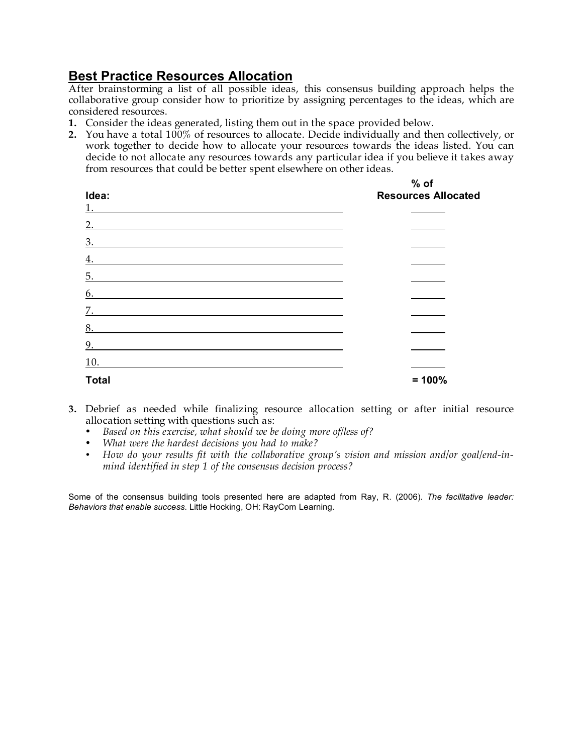## Best Practice Resources Allocation

After brainstorming a list of all possible ideas, this consensus building approach helps the collaborative group consider how to prioritize by assigning percentages to the ideas, which are considered resources.

1. Consider the ideas generated, listing them out in the space provided below.
2. You have a total 100% of resources to allocate. Decide individually and then collectively, or work together to decide how to allocate your resources towards the ideas listed. You can decide to not allocate any resources towards any particular idea if you believe it takes away from resources that could be better spent elsewhere on other ideas.

| Idea: | % of Resources Allocated |
|---|---|
| 1. | |
| 2. | |
| 3. | |
| 4. | |
| 5. | |
| 6. | |
| 7. | |
| 8. | |
| 9. | |
| 10. | |
| **Total** | **= 100%** |

3. Debrief as needed while finalizing resource allocation setting or after initial resource allocation setting with questions such as:
   - *Based on this exercise, what should we be doing more of/less of?*
   - *What were the hardest decisions you had to make?*
   - *How do your results fit with the collaborative group's vision and mission and/or goal/end-in-mind identified in step 1 of the consensus decision process?*

Some of the consensus building tools presented here are adapted from Ray, R. (2006). *The facilitative leader: Behaviors that enable success.* Little Hocking, OH: RayCom Learning.